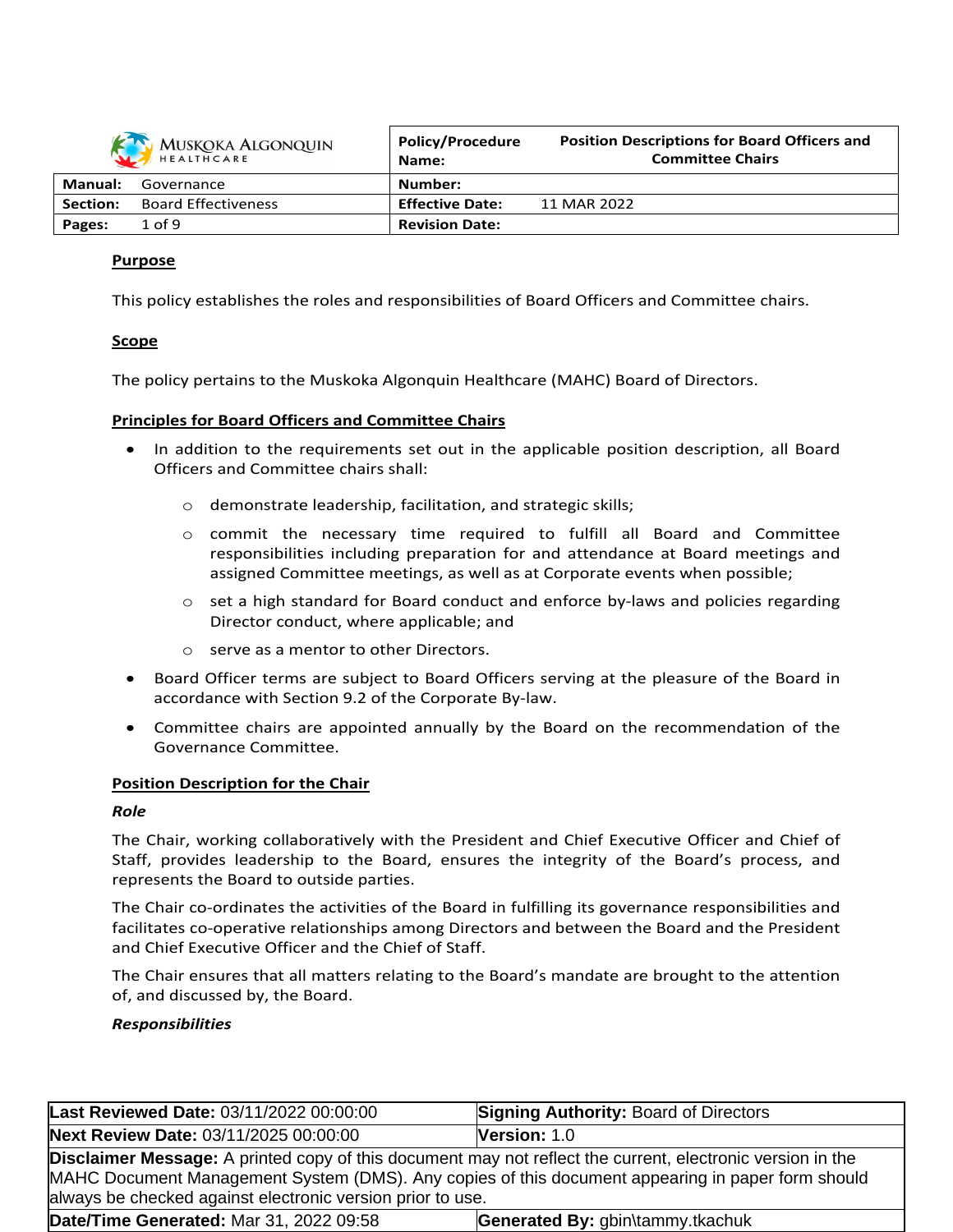| Muskoka Algonquin Healthcare | | Policy/Procedure Name: | Position Descriptions for Board Officers and Committee Chairs |
|---|---|---|---|
| **Manual:** | Governance | **Number:** | |
| **Section:** | Board Effectiveness | **Effective Date:** | 11 MAR 2022 |
| **Pages:** | 1 of 9 | **Revision Date:** | |

## Purpose

This policy establishes the roles and responsibilities of Board Officers and Committee chairs.

## Scope

The policy pertains to the Muskoka Algonquin Healthcare (MAHC) Board of Directors.

## Principles for Board Officers and Committee Chairs

- In addition to the requirements set out in the applicable position description, all Board Officers and Committee chairs shall:
  - demonstrate leadership, facilitation, and strategic skills;
  - commit the necessary time required to fulfill all Board and Committee responsibilities including preparation for and attendance at Board meetings and assigned Committee meetings, as well as at Corporate events when possible;
  - set a high standard for Board conduct and enforce by-laws and policies regarding Director conduct, where applicable; and
  - serve as a mentor to other Directors.
- Board Officer terms are subject to Board Officers serving at the pleasure of the Board in accordance with Section 9.2 of the Corporate By-law.
- Committee chairs are appointed annually by the Board on the recommendation of the Governance Committee.

## Position Description for the Chair

### *Role*

The Chair, working collaboratively with the President and Chief Executive Officer and Chief of Staff, provides leadership to the Board, ensures the integrity of the Board's process, and represents the Board to outside parties.

The Chair co-ordinates the activities of the Board in fulfilling its governance responsibilities and facilitates co-operative relationships among Directors and between the Board and the President and Chief Executive Officer and the Chief of Staff.

The Chair ensures that all matters relating to the Board's mandate are brought to the attention of, and discussed by, the Board.

### *Responsibilities*

| **Last Reviewed Date:** 03/11/2022 00:00:00 | **Signing Authority:** Board of Directors |
|---|---|
| **Next Review Date:** 03/11/2025 00:00:00 | **Version:** 1.0 |
| **Disclaimer Message:** A printed copy of this document may not reflect the current, electronic version in the MAHC Document Management System (DMS). Any copies of this document appearing in paper form should always be checked against electronic version prior to use. | |
| **Date/Time Generated:** Mar 31, 2022 09:58 | **Generated By:** gbin\tammy.tkachuk |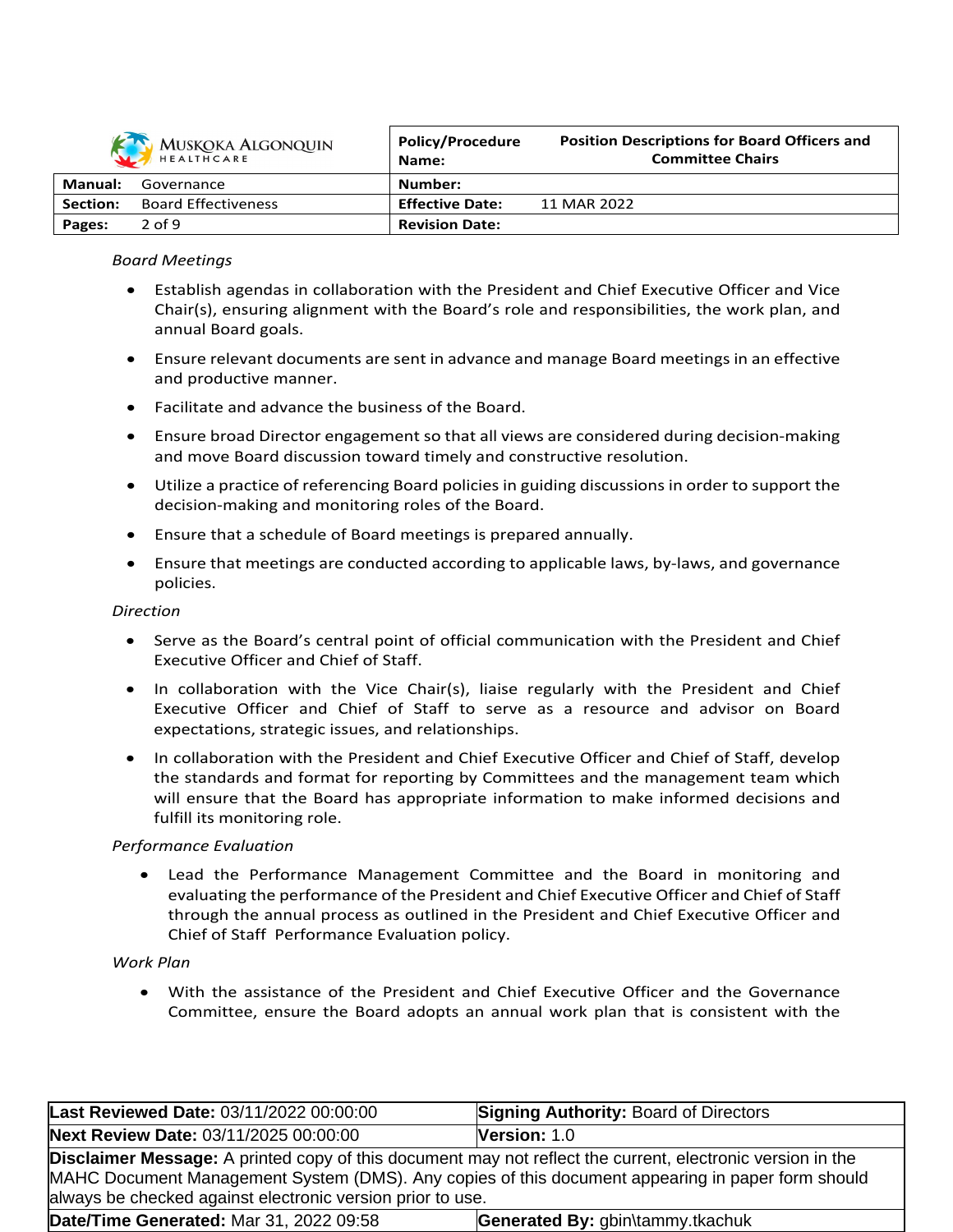*Board Meetings*

- Establish agendas in collaboration with the President and Chief Executive Officer and Vice Chair(s), ensuring alignment with the Board's role and responsibilities, the work plan, and annual Board goals.
- Ensure relevant documents are sent in advance and manage Board meetings in an effective and productive manner.
- Facilitate and advance the business of the Board.
- Ensure broad Director engagement so that all views are considered during decision-making and move Board discussion toward timely and constructive resolution.
- Utilize a practice of referencing Board policies in guiding discussions in order to support the decision-making and monitoring roles of the Board.
- Ensure that a schedule of Board meetings is prepared annually.
- Ensure that meetings are conducted according to applicable laws, by-laws, and governance policies.

*Direction*

- Serve as the Board's central point of official communication with the President and Chief Executive Officer and Chief of Staff.
- In collaboration with the Vice Chair(s), liaise regularly with the President and Chief Executive Officer and Chief of Staff to serve as a resource and advisor on Board expectations, strategic issues, and relationships.
- In collaboration with the President and Chief Executive Officer and Chief of Staff, develop the standards and format for reporting by Committees and the management team which will ensure that the Board has appropriate information to make informed decisions and fulfill its monitoring role.

*Performance Evaluation*

- Lead the Performance Management Committee and the Board in monitoring and evaluating the performance of the President and Chief Executive Officer and Chief of Staff through the annual process as outlined in the President and Chief Executive Officer and Chief of Staff Performance Evaluation policy.

*Work Plan*

- With the assistance of the President and Chief Executive Officer and the Governance Committee, ensure the Board adopts an annual work plan that is consistent with the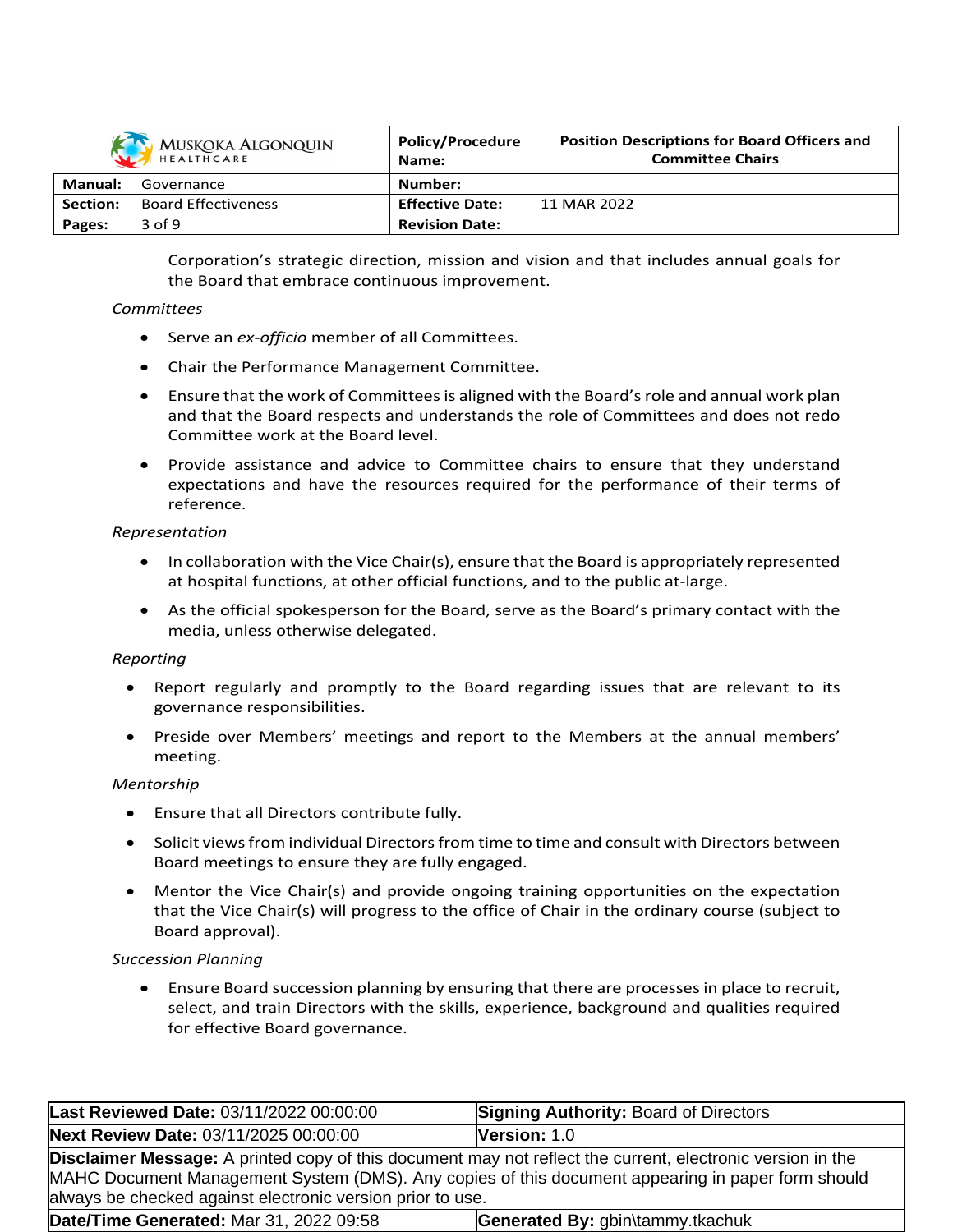Corporation's strategic direction, mission and vision and that includes annual goals for the Board that embrace continuous improvement.

*Committees*

- Serve an *ex-officio* member of all Committees.
- Chair the Performance Management Committee.
- Ensure that the work of Committees is aligned with the Board's role and annual work plan and that the Board respects and understands the role of Committees and does not redo Committee work at the Board level.
- Provide assistance and advice to Committee chairs to ensure that they understand expectations and have the resources required for the performance of their terms of reference.

*Representation*

- In collaboration with the Vice Chair(s), ensure that the Board is appropriately represented at hospital functions, at other official functions, and to the public at-large.
- As the official spokesperson for the Board, serve as the Board's primary contact with the media, unless otherwise delegated.

*Reporting*

- Report regularly and promptly to the Board regarding issues that are relevant to its governance responsibilities.
- Preside over Members' meetings and report to the Members at the annual members' meeting.

*Mentorship*

- Ensure that all Directors contribute fully.
- Solicit views from individual Directors from time to time and consult with Directors between Board meetings to ensure they are fully engaged.
- Mentor the Vice Chair(s) and provide ongoing training opportunities on the expectation that the Vice Chair(s) will progress to the office of Chair in the ordinary course (subject to Board approval).

*Succession Planning*

- Ensure Board succession planning by ensuring that there are processes in place to recruit, select, and train Directors with the skills, experience, background and qualities required for effective Board governance.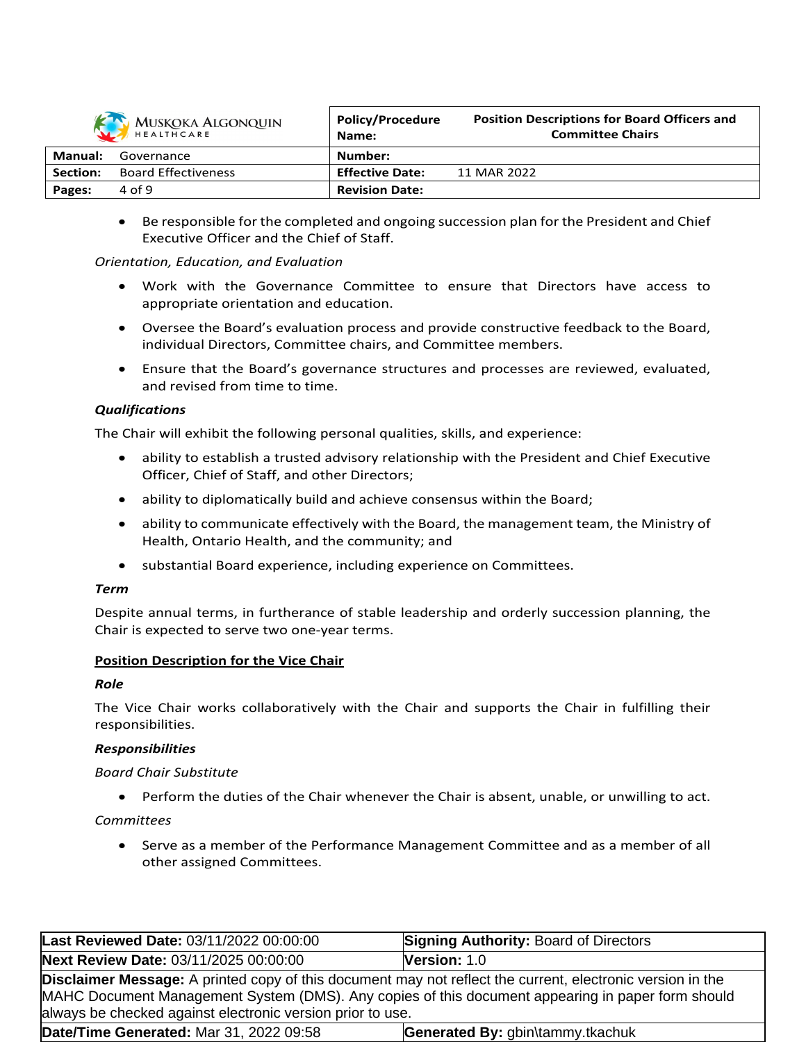- Be responsible for the completed and ongoing succession plan for the President and Chief Executive Officer and the Chief of Staff.

*Orientation, Education, and Evaluation*

- Work with the Governance Committee to ensure that Directors have access to appropriate orientation and education.
- Oversee the Board's evaluation process and provide constructive feedback to the Board, individual Directors, Committee chairs, and Committee members.
- Ensure that the Board's governance structures and processes are reviewed, evaluated, and revised from time to time.

***Qualifications***

The Chair will exhibit the following personal qualities, skills, and experience:

- ability to establish a trusted advisory relationship with the President and Chief Executive Officer, Chief of Staff, and other Directors;
- ability to diplomatically build and achieve consensus within the Board;
- ability to communicate effectively with the Board, the management team, the Ministry of Health, Ontario Health, and the community; and
- substantial Board experience, including experience on Committees.

***Term***

Despite annual terms, in furtherance of stable leadership and orderly succession planning, the Chair is expected to serve two one-year terms.

## Position Description for the Vice Chair

***Role***

The Vice Chair works collaboratively with the Chair and supports the Chair in fulfilling their responsibilities.

***Responsibilities***

*Board Chair Substitute*

- Perform the duties of the Chair whenever the Chair is absent, unable, or unwilling to act.

*Committees*

- Serve as a member of the Performance Management Committee and as a member of all other assigned Committees.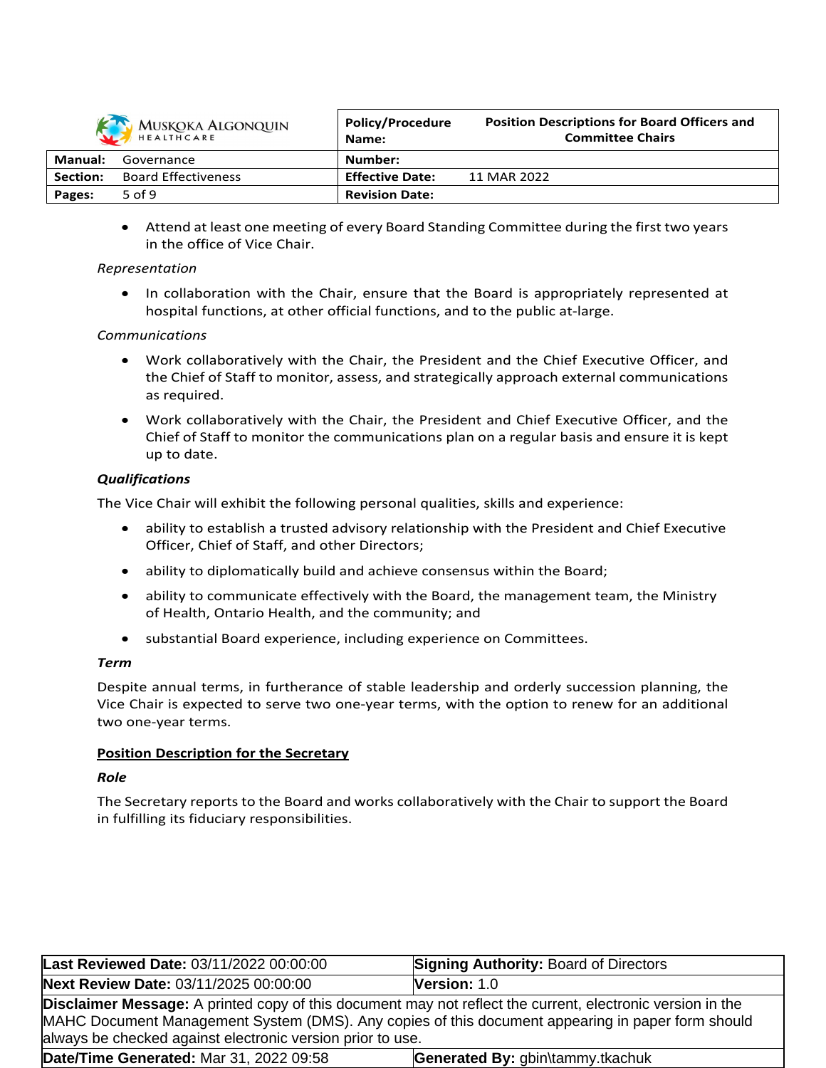- Attend at least one meeting of every Board Standing Committee during the first two years in the office of Vice Chair.

*Representation*

- In collaboration with the Chair, ensure that the Board is appropriately represented at hospital functions, at other official functions, and to the public at-large.

*Communications*

- Work collaboratively with the Chair, the President and the Chief Executive Officer, and the Chief of Staff to monitor, assess, and strategically approach external communications as required.
- Work collaboratively with the Chair, the President and Chief Executive Officer, and the Chief of Staff to monitor the communications plan on a regular basis and ensure it is kept up to date.

***Qualifications***

The Vice Chair will exhibit the following personal qualities, skills and experience:

- ability to establish a trusted advisory relationship with the President and Chief Executive Officer, Chief of Staff, and other Directors;
- ability to diplomatically build and achieve consensus within the Board;
- ability to communicate effectively with the Board, the management team, the Ministry of Health, Ontario Health, and the community; and
- substantial Board experience, including experience on Committees.

***Term***

Despite annual terms, in furtherance of stable leadership and orderly succession planning, the Vice Chair is expected to serve two one-year terms, with the option to renew for an additional two one-year terms.

## <u>Position Description for the Secretary</u>

***Role***

The Secretary reports to the Board and works collaboratively with the Chair to support the Board in fulfilling its fiduciary responsibilities.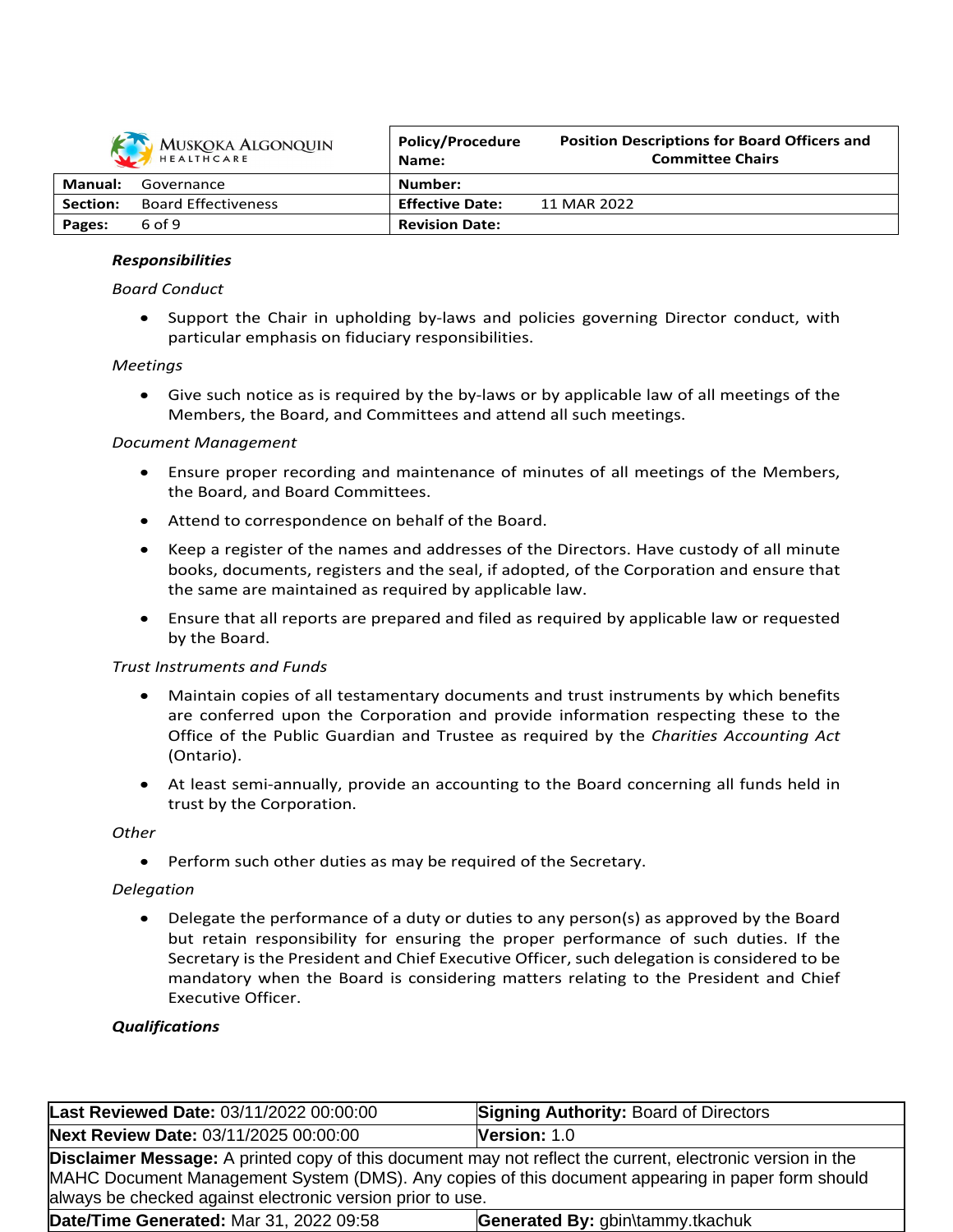***Responsibilities***

*Board Conduct*

- Support the Chair in upholding by-laws and policies governing Director conduct, with particular emphasis on fiduciary responsibilities.

*Meetings*

- Give such notice as is required by the by-laws or by applicable law of all meetings of the Members, the Board, and Committees and attend all such meetings.

*Document Management*

- Ensure proper recording and maintenance of minutes of all meetings of the Members, the Board, and Board Committees.
- Attend to correspondence on behalf of the Board.
- Keep a register of the names and addresses of the Directors. Have custody of all minute books, documents, registers and the seal, if adopted, of the Corporation and ensure that the same are maintained as required by applicable law.
- Ensure that all reports are prepared and filed as required by applicable law or requested by the Board.

*Trust Instruments and Funds*

- Maintain copies of all testamentary documents and trust instruments by which benefits are conferred upon the Corporation and provide information respecting these to the Office of the Public Guardian and Trustee as required by the *Charities Accounting Act* (Ontario).
- At least semi-annually, provide an accounting to the Board concerning all funds held in trust by the Corporation.

*Other*

- Perform such other duties as may be required of the Secretary.

*Delegation*

- Delegate the performance of a duty or duties to any person(s) as approved by the Board but retain responsibility for ensuring the proper performance of such duties. If the Secretary is the President and Chief Executive Officer, such delegation is considered to be mandatory when the Board is considering matters relating to the President and Chief Executive Officer.

***Qualifications***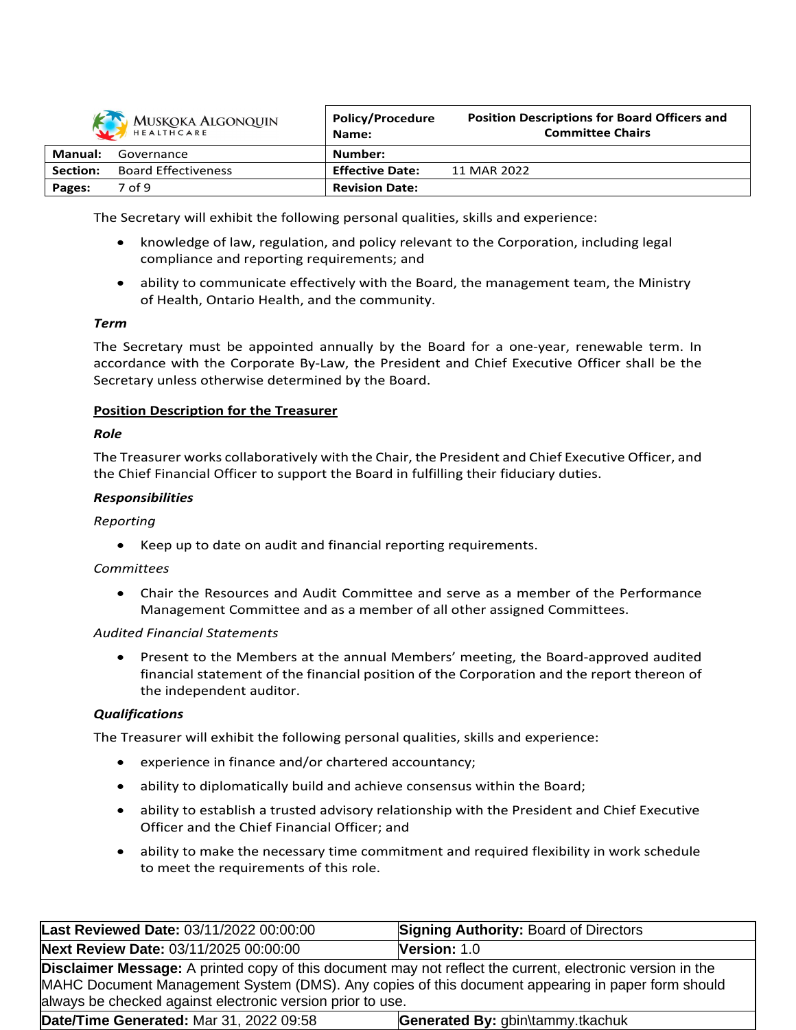The Secretary will exhibit the following personal qualities, skills and experience:

- knowledge of law, regulation, and policy relevant to the Corporation, including legal compliance and reporting requirements; and
- ability to communicate effectively with the Board, the management team, the Ministry of Health, Ontario Health, and the community.

***Term***

The Secretary must be appointed annually by the Board for a one-year, renewable term. In accordance with the Corporate By-Law, the President and Chief Executive Officer shall be the Secretary unless otherwise determined by the Board.

## Position Description for the Treasurer

***Role***

The Treasurer works collaboratively with the Chair, the President and Chief Executive Officer, and the Chief Financial Officer to support the Board in fulfilling their fiduciary duties.

***Responsibilities***

*Reporting*

- Keep up to date on audit and financial reporting requirements.

*Committees*

- Chair the Resources and Audit Committee and serve as a member of the Performance Management Committee and as a member of all other assigned Committees.

*Audited Financial Statements*

- Present to the Members at the annual Members' meeting, the Board-approved audited financial statement of the financial position of the Corporation and the report thereon of the independent auditor.

***Qualifications***

The Treasurer will exhibit the following personal qualities, skills and experience:

- experience in finance and/or chartered accountancy;
- ability to diplomatically build and achieve consensus within the Board;
- ability to establish a trusted advisory relationship with the President and Chief Executive Officer and the Chief Financial Officer; and
- ability to make the necessary time commitment and required flexibility in work schedule to meet the requirements of this role.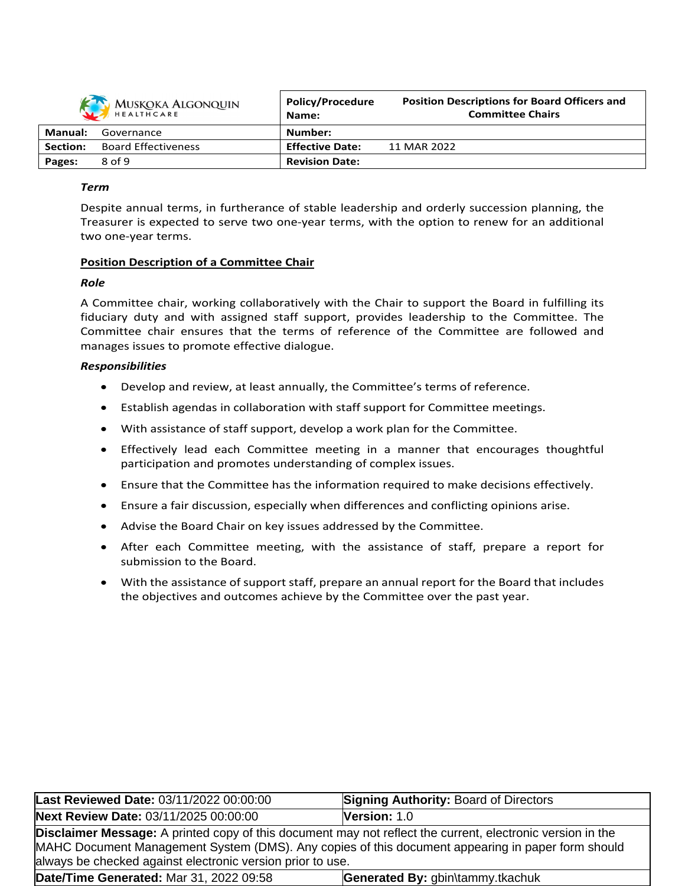***Term***

Despite annual terms, in furtherance of stable leadership and orderly succession planning, the Treasurer is expected to serve two one-year terms, with the option to renew for an additional two one-year terms.

**Position Description of a Committee Chair**

***Role***

A Committee chair, working collaboratively with the Chair to support the Board in fulfilling its fiduciary duty and with assigned staff support, provides leadership to the Committee. The Committee chair ensures that the terms of reference of the Committee are followed and manages issues to promote effective dialogue.

***Responsibilities***

- Develop and review, at least annually, the Committee's terms of reference.
- Establish agendas in collaboration with staff support for Committee meetings.
- With assistance of staff support, develop a work plan for the Committee.
- Effectively lead each Committee meeting in a manner that encourages thoughtful participation and promotes understanding of complex issues.
- Ensure that the Committee has the information required to make decisions effectively.
- Ensure a fair discussion, especially when differences and conflicting opinions arise.
- Advise the Board Chair on key issues addressed by the Committee.
- After each Committee meeting, with the assistance of staff, prepare a report for submission to the Board.
- With the assistance of support staff, prepare an annual report for the Board that includes the objectives and outcomes achieve by the Committee over the past year.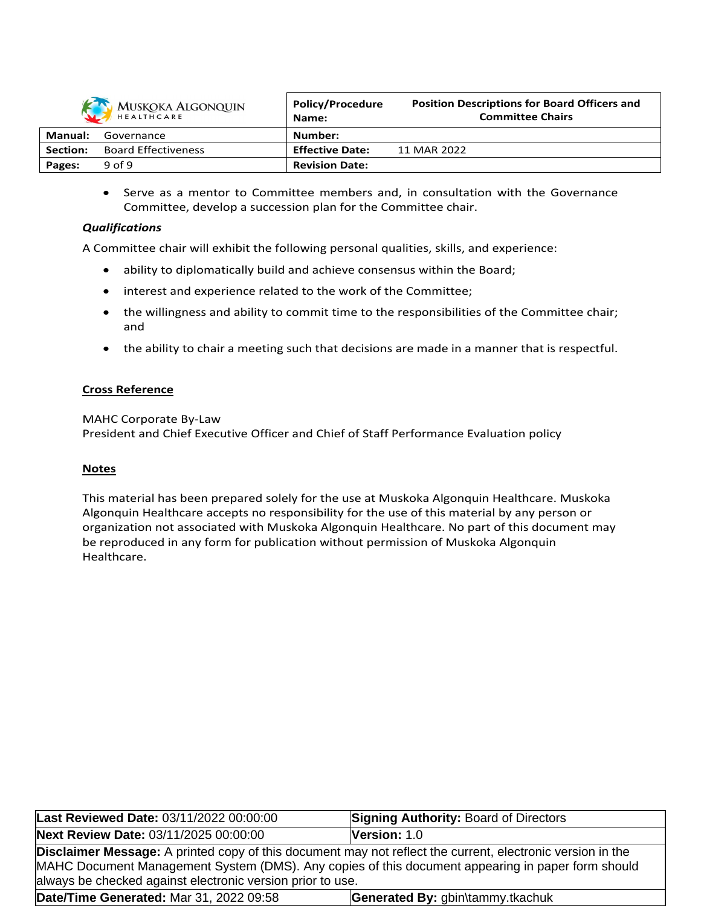- Serve as a mentor to Committee members and, in consultation with the Governance Committee, develop a succession plan for the Committee chair.

***Qualifications***

A Committee chair will exhibit the following personal qualities, skills, and experience:

- ability to diplomatically build and achieve consensus within the Board;
- interest and experience related to the work of the Committee;
- the willingness and ability to commit time to the responsibilities of the Committee chair; and
- the ability to chair a meeting such that decisions are made in a manner that is respectful.

## Cross Reference

MAHC Corporate By-Law
President and Chief Executive Officer and Chief of Staff Performance Evaluation policy

## Notes

This material has been prepared solely for the use at Muskoka Algonquin Healthcare. Muskoka Algonquin Healthcare accepts no responsibility for the use of this material by any person or organization not associated with Muskoka Algonquin Healthcare. No part of this document may be reproduced in any form for publication without permission of Muskoka Algonquin Healthcare.

| | |
|---|---|
| **Last Reviewed Date:** 03/11/2022 00:00:00 | **Signing Authority:** Board of Directors |
| **Next Review Date:** 03/11/2025 00:00:00 | **Version:** 1.0 |
| **Disclaimer Message:** A printed copy of this document may not reflect the current, electronic version in the MAHC Document Management System (DMS). Any copies of this document appearing in paper form should always be checked against electronic version prior to use. | |
| **Date/Time Generated:** Mar 31, 2022 09:58 | **Generated By:** gbin\tammy.tkachuk |